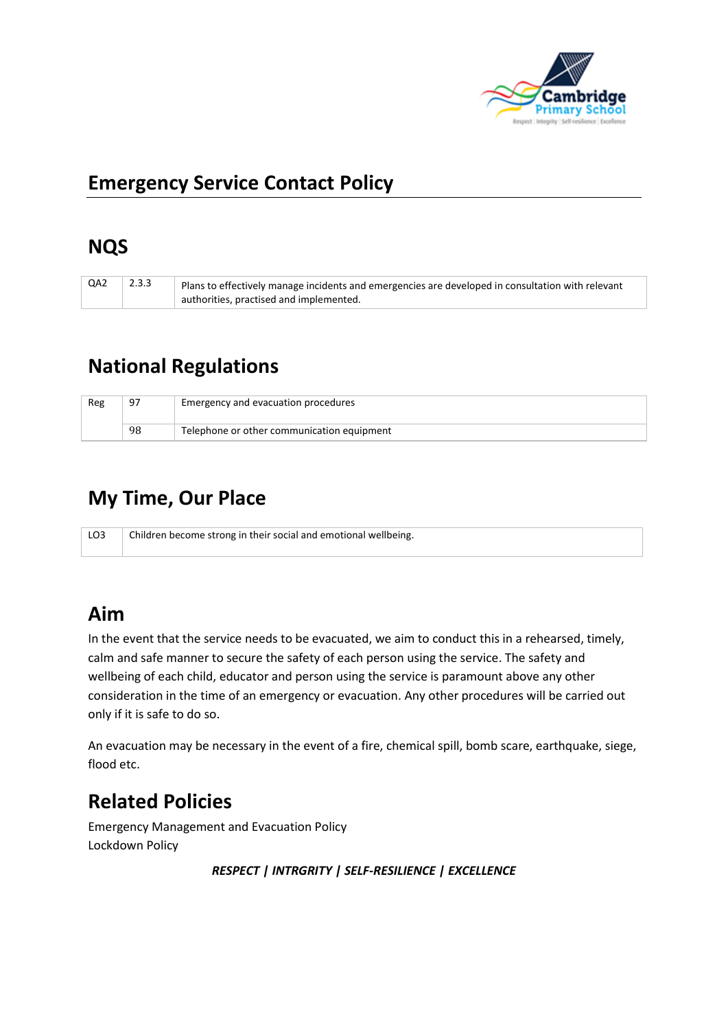# Emergency Service Contact Policy

## NQS

| QA2 | 2.3.3 | Plans to effectively manage incidents and emergencies are developed in consultation with relevant authorities, practised and implemented. |
|---|---|---|

## National Regulations

| Reg | 97 | Emergency and evacuation procedures |
|---|---|---|
| | 98 | Telephone or other communication equipment |

## My Time, Our Place

| LO3 | Children become strong in their social and emotional wellbeing. |
|---|---|

## Aim

In the event that the service needs to be evacuated, we aim to conduct this in a rehearsed, timely, calm and safe manner to secure the safety of each person using the service. The safety and wellbeing of each child, educator and person using the service is paramount above any other consideration in the time of an emergency or evacuation. Any other procedures will be carried out only if it is safe to do so.

An evacuation may be necessary in the event of a fire, chemical spill, bomb scare, earthquake, siege, flood etc.

## Related Policies

Emergency Management and Evacuation Policy
Lockdown Policy

***RESPECT | INTRGRITY | SELF-RESILIENCE | EXCELLENCE***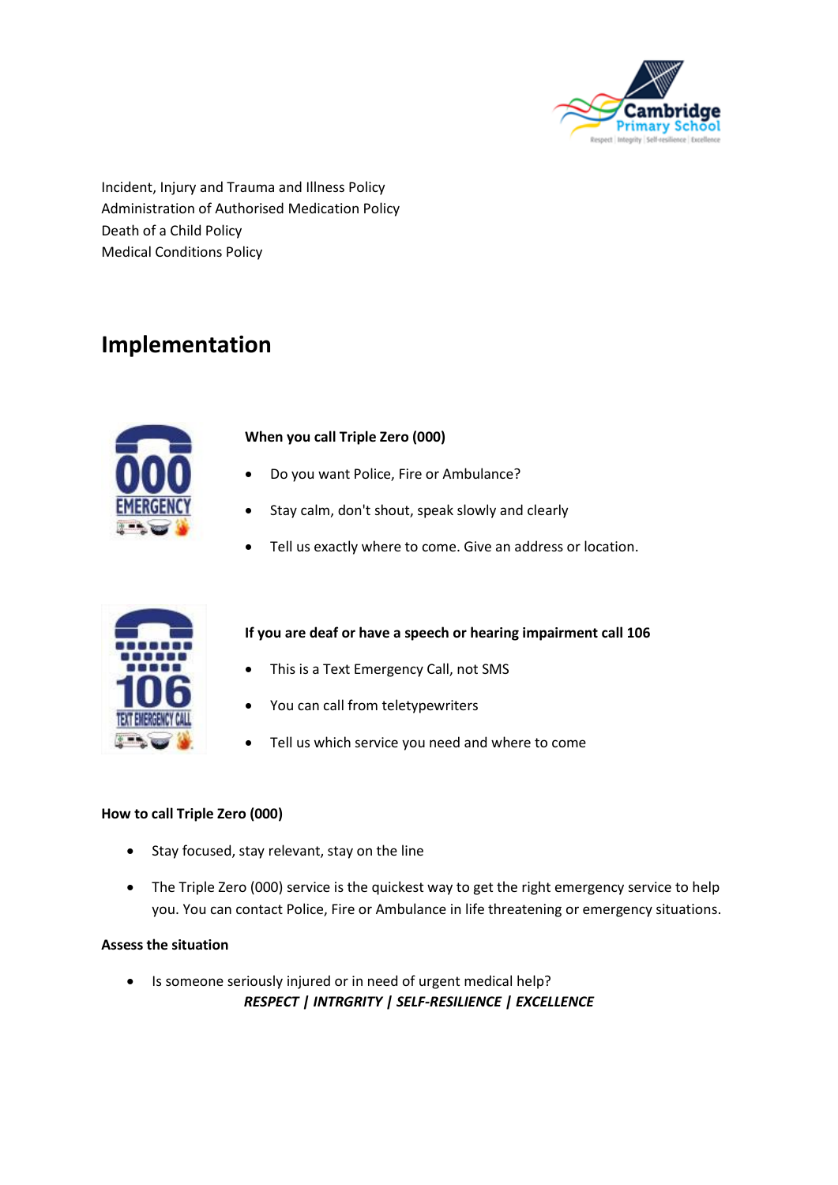Incident, Injury and Trauma and Illness Policy
Administration of Authorised Medication Policy
Death of a Child Policy
Medical Conditions Policy

## Implementation

**When you call Triple Zero (000)**

- Do you want Police, Fire or Ambulance?
- Stay calm, don't shout, speak slowly and clearly
- Tell us exactly where to come. Give an address or location.

**If you are deaf or have a speech or hearing impairment call 106**

- This is a Text Emergency Call, not SMS
- You can call from teletypewriters
- Tell us which service you need and where to come

**How to call Triple Zero (000)**

- Stay focused, stay relevant, stay on the line
- The Triple Zero (000) service is the quickest way to get the right emergency service to help you. You can contact Police, Fire or Ambulance in life threatening or emergency situations.

**Assess the situation**

- Is someone seriously injured or in need of urgent medical help?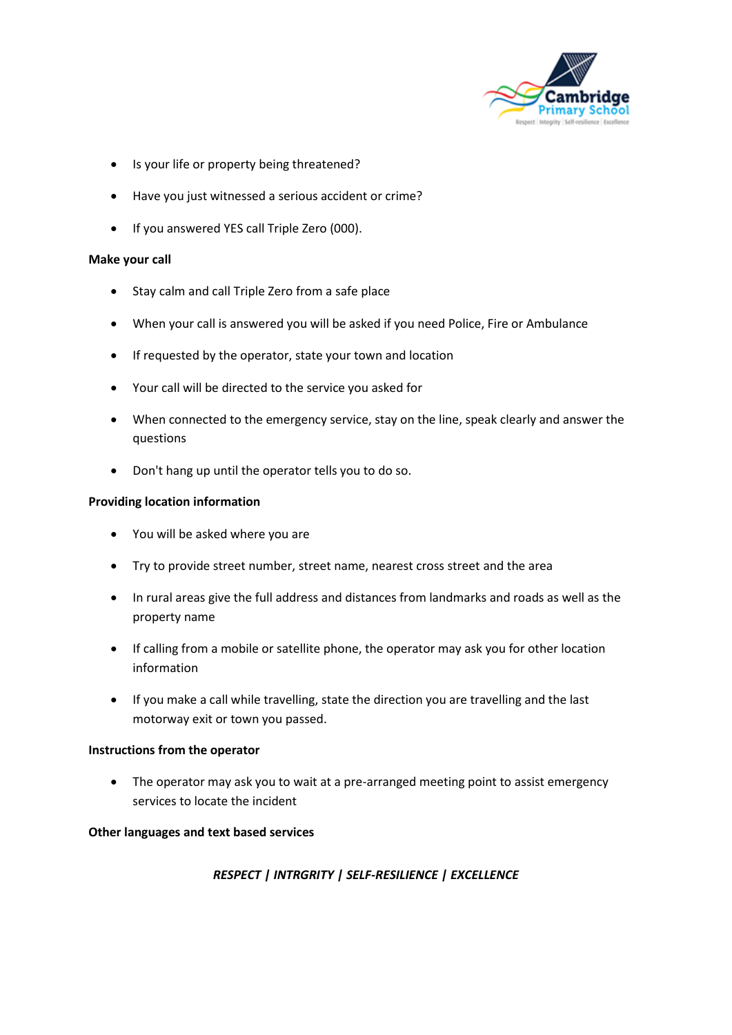- Is your life or property being threatened?
- Have you just witnessed a serious accident or crime?
- If you answered YES call Triple Zero (000).

**Make your call**

- Stay calm and call Triple Zero from a safe place
- When your call is answered you will be asked if you need Police, Fire or Ambulance
- If requested by the operator, state your town and location
- Your call will be directed to the service you asked for
- When connected to the emergency service, stay on the line, speak clearly and answer the questions
- Don't hang up until the operator tells you to do so.

**Providing location information**

- You will be asked where you are
- Try to provide street number, street name, nearest cross street and the area
- In rural areas give the full address and distances from landmarks and roads as well as the property name
- If calling from a mobile or satellite phone, the operator may ask you for other location information
- If you make a call while travelling, state the direction you are travelling and the last motorway exit or town you passed.

**Instructions from the operator**

- The operator may ask you to wait at a pre-arranged meeting point to assist emergency services to locate the incident

**Other languages and text based services**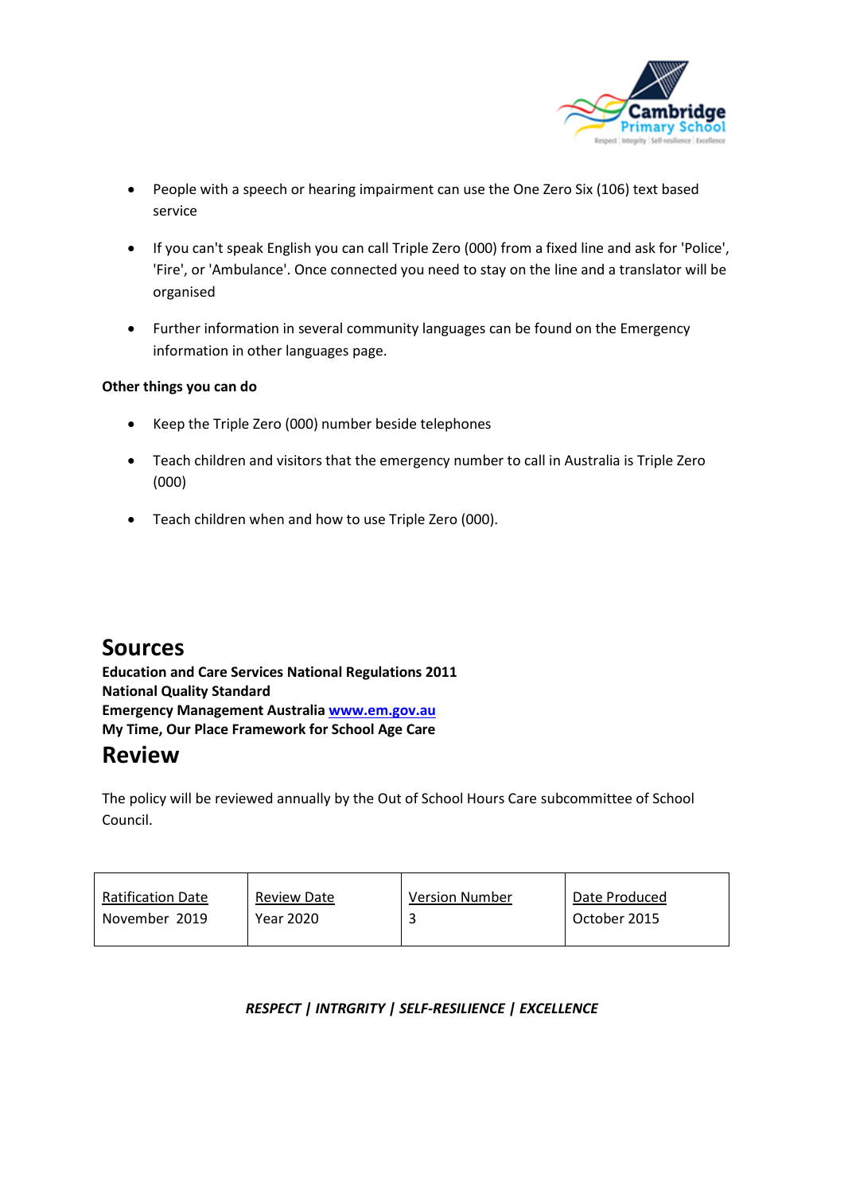- People with a speech or hearing impairment can use the One Zero Six (106) text based service
- If you can't speak English you can call Triple Zero (000) from a fixed line and ask for 'Police', 'Fire', or 'Ambulance'. Once connected you need to stay on the line and a translator will be organised
- Further information in several community languages can be found on the Emergency information in other languages page.

**Other things you can do**

- Keep the Triple Zero (000) number beside telephones
- Teach children and visitors that the emergency number to call in Australia is Triple Zero (000)
- Teach children when and how to use Triple Zero (000).

# Sources

**Education and Care Services National Regulations 2011**
**National Quality Standard**
**Emergency Management Australia [www.em.gov.au](www.em.gov.au)**
**My Time, Our Place Framework for School Age Care**

# Review

The policy will be reviewed annually by the Out of School Hours Care subcommittee of School Council.

| Ratification Date | Review Date | Version Number | Date Produced |
|---|---|---|---|
| November 2019 | Year 2020 | 3 | October 2015 |

***RESPECT | INTRGRITY | SELF-RESILIENCE | EXCELLENCE***